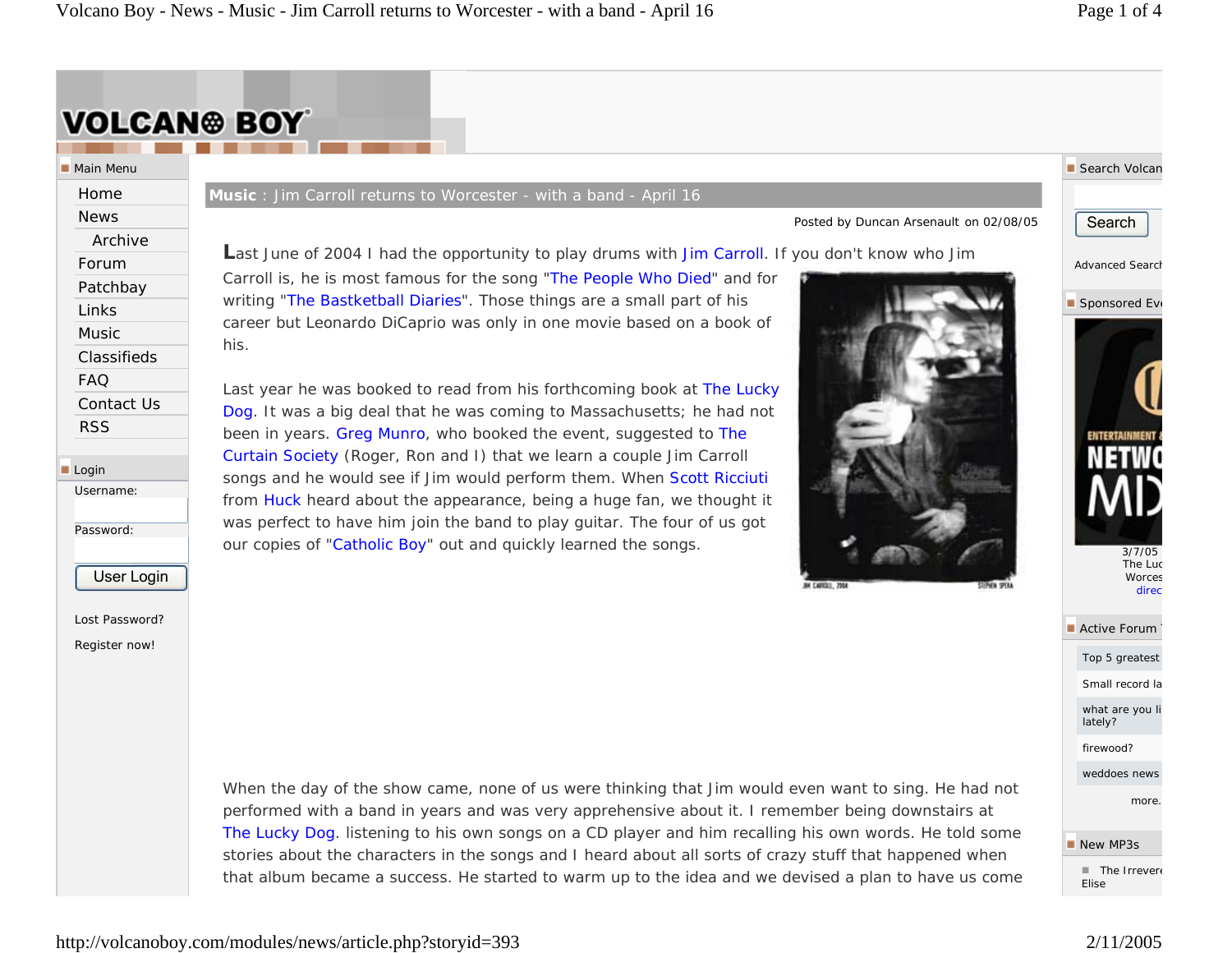# VOLCANO BOY

**Main Menu**

- Home
- News
  - Archive
- Forum
- Patchbay
- Links
- Music
- Classifieds
- FAQ
- Contact Us
- RSS

**Login**

Username:

Password:

User Login

Lost Password?

Register now!

## Music : Jim Carroll returns to Worcester - with a band - April 16

Posted by Duncan Arsenault on 02/08/05

Last June of 2004 I had the opportunity to play drums with Jim Carroll. If you don't know who Jim Carroll is, he is most famous for the song "The People Who Died" and for writing "The Bastketball Diaries". Those things are a small part of his career but Leonardo DiCaprio was only in one movie based on a book of his.

Last year he was booked to read from his forthcoming book at The Lucky Dog. It was a big deal that he was coming to Massachusetts; he had not been in years. Greg Munro, who booked the event, suggested to The Curtain Society (Roger, Ron and I) that we learn a couple Jim Carroll songs and he would see if Jim would perform them. When Scott Ricciuti from Huck heard about the appearance, being a huge fan, we thought it was perfect to have him join the band to play guitar. The four of us got our copies of "Catholic Boy" out and quickly learned the songs.

When the day of the show came, none of us were thinking that Jim would even want to sing. He had not performed with a band in years and was very apprehensive about it. I remember being downstairs at The Lucky Dog. listening to his own songs on a CD player and him recalling his own words. He told some stories about the characters in the songs and I heard about all sorts of crazy stuff that happened when that album became a success. He started to warm up to the idea and we devised a plan to have us come

**Search Volcan**

Search

Advanced Search

**Sponsored Ev**

3/7/05
The Luc
Worces
direc

**Active Forum**

- Top 5 greatest
- Small record la
- what are you li lately?
- firewood?
- weddoes news

more.

**New MP3s**

- The Irrevere Elise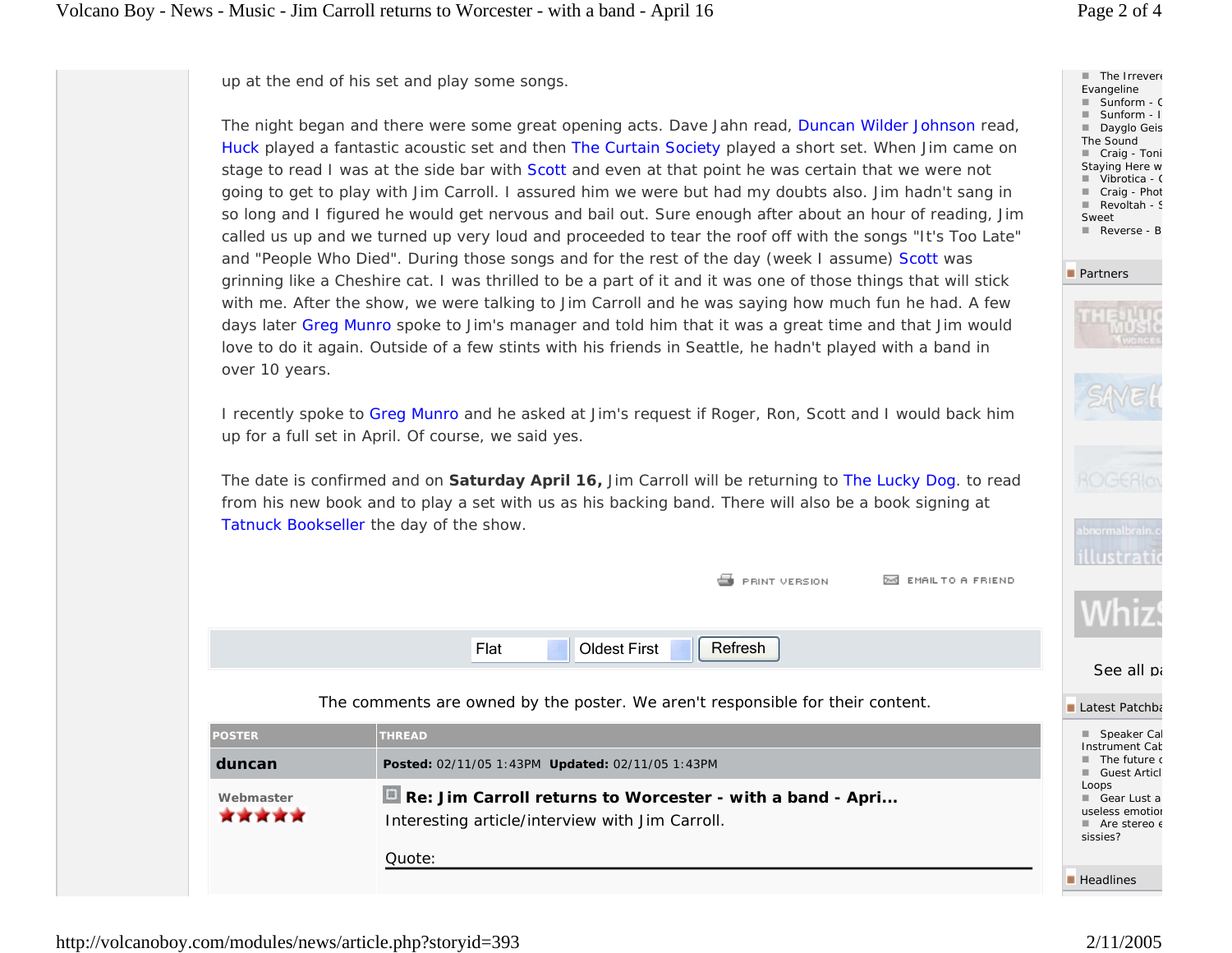up at the end of his set and play some songs.

The night began and there were some great opening acts. Dave Jahn read, Duncan Wilder Johnson read, Huck played a fantastic acoustic set and then The Curtain Society played a short set. When Jim came on stage to read I was at the side bar with Scott and even at that point he was certain that we were not going to get to play with Jim Carroll. I assured him we were but had my doubts also. Jim hadn't sang in so long and I figured he would get nervous and bail out. Sure enough after about an hour of reading, Jim called us up and we turned up very loud and proceeded to tear the roof off with the songs "It's Too Late" and "People Who Died". During those songs and for the rest of the day (week I assume) Scott was grinning like a Cheshire cat. I was thrilled to be a part of it and it was one of those things that will stick with me. After the show, we were talking to Jim Carroll and he was saying how much fun he had. A few days later Greg Munro spoke to Jim's manager and told him that it was a great time and that Jim would love to do it again. Outside of a few stints with his friends in Seattle, he hadn't played with a band in over 10 years.

I recently spoke to Greg Munro and he asked at Jim's request if Roger, Ron, Scott and I would back him up for a full set in April. Of course, we said yes.

The date is confirmed and on **Saturday April 16,** Jim Carroll will be returning to The Lucky Dog. to read from his new book and to play a set with us as his backing band. There will also be a book signing at Tatnuck Bookseller the day of the show.

PRINT VERSION EMAIL TO A FRIEND

Flat | Oldest First | Refresh

The comments are owned by the poster. We aren't responsible for their content.

| POSTER | THREAD |
| --- | --- |
| **duncan** | **Posted:** 02/11/05 1:43PM **Updated:** 02/11/05 1:43PM |
| Webmaster ★★★★★ | **Re: Jim Carroll returns to Worcester - with a band - Apri...** Interesting article/interview with Jim Carroll. Quote: |

- The Irrevere Evangeline
- Sunform - C
- Sunform - I
- Dayglo Geis The Sound
- Craig - Toni Staying Here w
- Vibrotica - C
- Craig - Phot
- Revoltah - S Sweet
- Reverse - B

**Partners**

See all pa

**Latest Patchba**

- Speaker Cal Instrument Cab
- The future c
- Guest Articl Loops
- Gear Lust a useless emotion
- Are stereo e sissies?

**Headlines**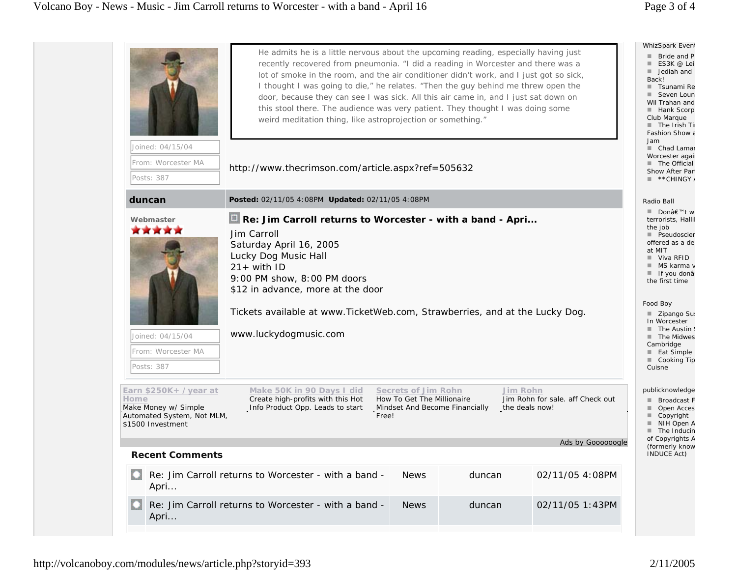He admits he is a little nervous about the upcoming reading, especially having just recently recovered from pneumonia. "I did a reading in Worcester and there was a lot of smoke in the room, and the air conditioner didn't work, and I just got so sick, I thought I was going to die," he relates. "Then the guy behind me threw open the door, because they can see I was sick. All this air came in, and I just sat down on this stool there. The audience was very patient. They thought I was doing some weird meditation thing, like astroprojection or something."

Joined: 04/15/04
From: Worcester MA
Posts: 387

http://www.thecrimson.com/article.aspx?ref=505632

**duncan**

**Posted:** 02/11/05 4:08PM **Updated:** 02/11/05 4:08PM

Webmaster

Joined: 04/15/04
From: Worcester MA
Posts: 387

**Re: Jim Carroll returns to Worcester - with a band - Apri...**

Jim Carroll
Saturday April 16, 2005
Lucky Dog Music Hall
21+ with ID
9:00 PM show, 8:00 PM doors
$12 in advance, more at the door

Tickets available at www.TicketWeb.com, Strawberries, and at the Lucky Dog.

www.luckydogmusic.com

**Earn $250K+ / year at Home**
Make Money w/ Simple Automated System, Not MLM, $1500 Investment

**Make 50K in 90 Days I did**
Create high-profits with this Hot Info Product Opp. Leads to start

**Secrets of Jim Rohn**
How To Get The Millionaire Mindset And Become Financially Free!

**Jim Rohn**
Jim Rohn for sale. aff Check out the deals now!

Ads by Goooooogle

**Recent Comments**

| | | | |
|---|---|---|---|
| Re: Jim Carroll returns to Worcester - with a band - Apri... | News | duncan | 02/11/05 4:08PM |
| Re: Jim Carroll returns to Worcester - with a band - Apri... | News | duncan | 02/11/05 1:43PM |

WhizSpark Event
- Bride and Pr
- ES3K @ Lei
- Jediah and Back!
- Tsunami Re
- Seven Loun Wil Trahan and
- Hank Scorpi Club Marque
- The Irish Ti Fashion Show a Jam
- Chad Lamar Worcester agai
- The Official Show After Par
- **CHINGY

Radio Ball
- Donâ€™t w terrorists, Hallil the job
- Pseudoscien offered as a de at MIT
- Viva RFID
- MS karma v
- If you donâ the first time

Food Boy
- Zipango Su In Worcester
- The Austin
- The Midwes Cambridge
- Eat Simple
- Cooking Tip Cuisne

publicknowledge
- Broadcast F
- Open Acces
- Copyright
- NIH Open A
- The Inducin of Copyrights A (formerly know INDUCE Act)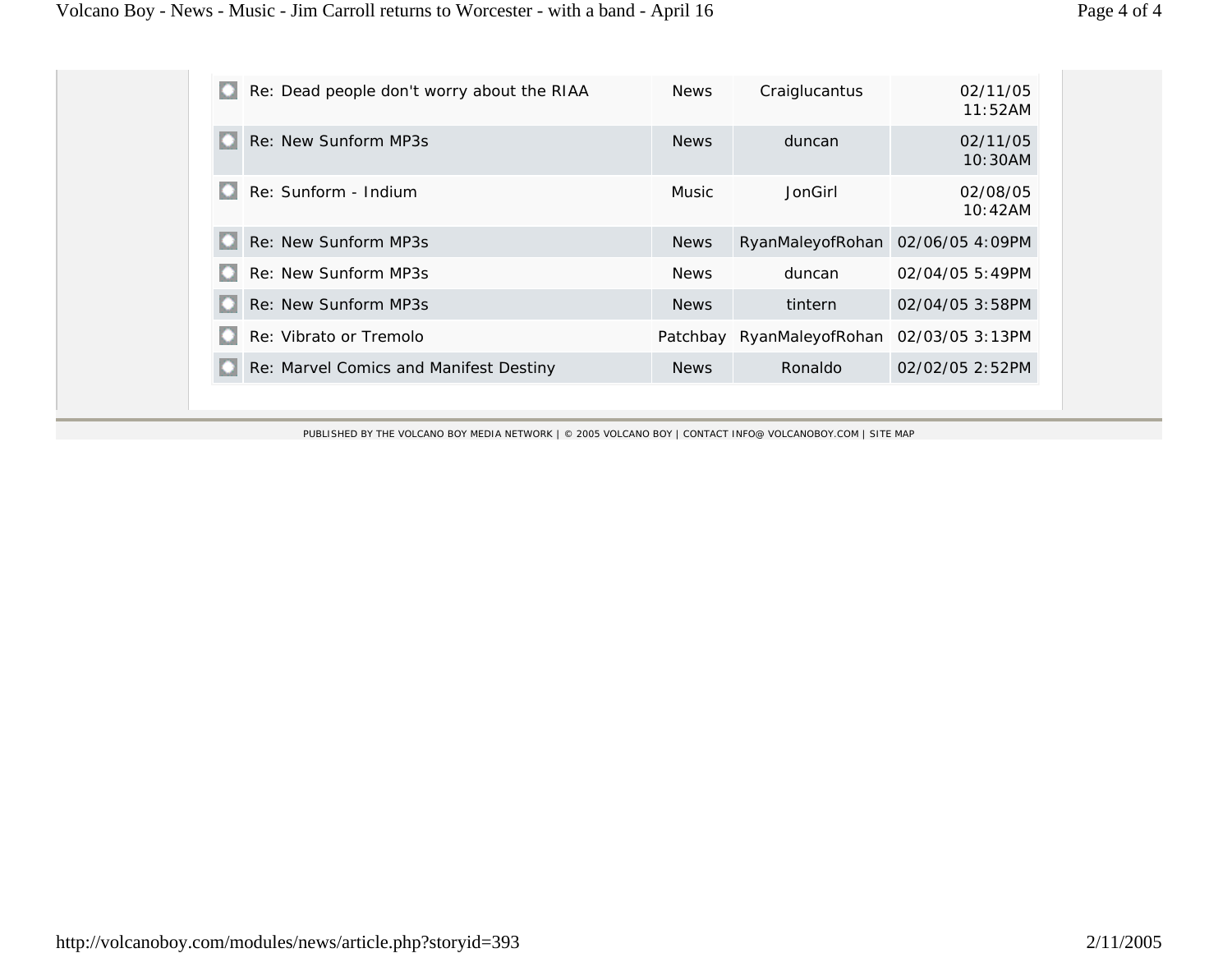| | | | | |
|---|---|---|---|---|
| | Re: Dead people don't worry about the RIAA | News | Craiglucantus | 02/11/05 11:52AM |
| | Re: New Sunform MP3s | News | duncan | 02/11/05 10:30AM |
| | Re: Sunform - Indium | Music | JonGirl | 02/08/05 10:42AM |
| | Re: New Sunform MP3s | News | RyanMaleyofRohan | 02/06/05 4:09PM |
| | Re: New Sunform MP3s | News | duncan | 02/04/05 5:49PM |
| | Re: New Sunform MP3s | News | tintern | 02/04/05 3:58PM |
| | Re: Vibrato or Tremolo | Patchbay | RyanMaleyofRohan | 02/03/05 3:13PM |
| | Re: Marvel Comics and Manifest Destiny | News | Ronaldo | 02/02/05 2:52PM |

PUBLISHED BY THE VOLCANO BOY MEDIA NETWORK | © 2005 VOLCANO BOY | CONTACT INFO@ VOLCANOBOY.COM | SITE MAP